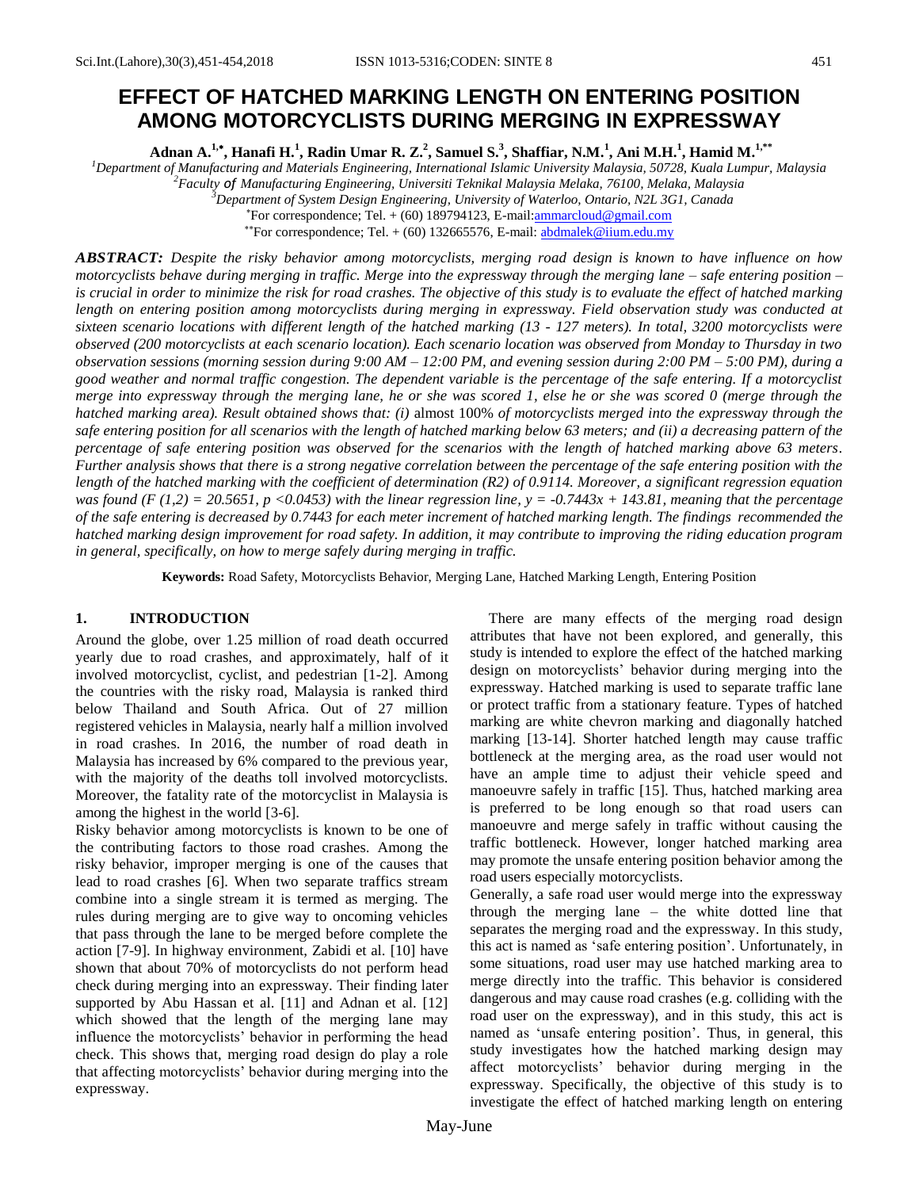# EFFECT OF HATCHED MARKING LENGTH ON ENTERING POSITION AMONG MOTORCYCLISTS DURING MERGING IN EXPRESSWAY

**Adnan A.[1,\*], Hanafi H.[1], Radin Umar R. Z.[2], Samuel S.[3], Shaffiar, N.M.[1], Ani M.H.[1], Hamid M.[1,\*\*]**

[1]*Department of Manufacturing and Materials Engineering, International Islamic University Malaysia, 50728, Kuala Lumpur, Malaysia*

[2]*Faculty of Manufacturing Engineering, Universiti Teknikal Malaysia Melaka, 76100, Melaka, Malaysia*

[3]*Department of System Design Engineering, University of Waterloo, Ontario, N2L 3G1, Canada*

[\*]For correspondence; Tel. + (60) 189794123, E-mail:ammarcloud@gmail.com

[\*\*]For correspondence; Tel. + (60) 132665576, E-mail: abdmalek@iium.edu.my

***ABSTRACT:*** *Despite the risky behavior among motorcyclists, merging road design is known to have influence on how motorcyclists behave during merging in traffic. Merge into the expressway through the merging lane – safe entering position – is crucial in order to minimize the risk for road crashes. The objective of this study is to evaluate the effect of hatched marking length on entering position among motorcyclists during merging in expressway. Field observation study was conducted at sixteen scenario locations with different length of the hatched marking (13 - 127 meters). In total, 3200 motorcyclists were observed (200 motorcyclists at each scenario location). Each scenario location was observed from Monday to Thursday in two observation sessions (morning session during 9:00 AM – 12:00 PM, and evening session during 2:00 PM – 5:00 PM), during a good weather and normal traffic congestion. The dependent variable is the percentage of the safe entering. If a motorcyclist merge into expressway through the merging lane, he or she was scored 1, else he or she was scored 0 (merge through the hatched marking area). Result obtained shows that: (i)* almost 100% *of motorcyclists merged into the expressway through the safe entering position for all scenarios with the length of hatched marking below 63 meters; and (ii) a decreasing pattern of the percentage of safe entering position was observed for the scenarios with the length of hatched marking above 63 meters. Further analysis shows that there is a strong negative correlation between the percentage of the safe entering position with the length of the hatched marking with the coefficient of determination (R2) of 0.9114. Moreover, a significant regression equation was found ($F(1,2) = 20.5651$, $p < 0.0453$) with the linear regression line, $y = -0.7443x + 143.81$, meaning that the percentage of the safe entering is decreased by 0.7443 for each meter increment of hatched marking length. The findings recommended the hatched marking design improvement for road safety. In addition, it may contribute to improving the riding education program in general, specifically, on how to merge safely during merging in traffic.*

**Keywords:** Road Safety, Motorcyclists Behavior, Merging Lane, Hatched Marking Length, Entering Position

## 1. INTRODUCTION

Around the globe, over 1.25 million of road death occurred yearly due to road crashes, and approximately, half of it involved motorcyclist, cyclist, and pedestrian [1-2]. Among the countries with the risky road, Malaysia is ranked third below Thailand and South Africa. Out of 27 million registered vehicles in Malaysia, nearly half a million involved in road crashes. In 2016, the number of road death in Malaysia has increased by 6% compared to the previous year, with the majority of the deaths toll involved motorcyclists. Moreover, the fatality rate of the motorcyclist in Malaysia is among the highest in the world [3-6].

Risky behavior among motorcyclists is known to be one of the contributing factors to those road crashes. Among the risky behavior, improper merging is one of the causes that lead to road crashes [6]. When two separate traffics stream combine into a single stream it is termed as merging. The rules during merging are to give way to oncoming vehicles that pass through the lane to be merged before complete the action [7-9]. In highway environment, Zabidi et al. [10] have shown that about 70% of motorcyclists do not perform head check during merging into an expressway. Their finding later supported by Abu Hassan et al. [11] and Adnan et al. [12] which showed that the length of the merging lane may influence the motorcyclists' behavior in performing the head check. This shows that, merging road design do play a role that affecting motorcyclists' behavior during merging into the expressway.

There are many effects of the merging road design attributes that have not been explored, and generally, this study is intended to explore the effect of the hatched marking design on motorcyclists' behavior during merging into the expressway. Hatched marking is used to separate traffic lane or protect traffic from a stationary feature. Types of hatched marking are white chevron marking and diagonally hatched marking [13-14]. Shorter hatched length may cause traffic bottleneck at the merging area, as the road user would not have an ample time to adjust their vehicle speed and manoeuvre safely in traffic [15]. Thus, hatched marking area is preferred to be long enough so that road users can manoeuvre and merge safely in traffic without causing the traffic bottleneck. However, longer hatched marking area may promote the unsafe entering position behavior among the road users especially motorcyclists.

Generally, a safe road user would merge into the expressway through the merging lane – the white dotted line that separates the merging road and the expressway. In this study, this act is named as 'safe entering position'. Unfortunately, in some situations, road user may use hatched marking area to merge directly into the traffic. This behavior is considered dangerous and may cause road crashes (e.g. colliding with the road user on the expressway), and in this study, this act is named as 'unsafe entering position'. Thus, in general, this study investigates how the hatched marking design may affect motorcyclists' behavior during merging in the expressway. Specifically, the objective of this study is to investigate the effect of hatched marking length on entering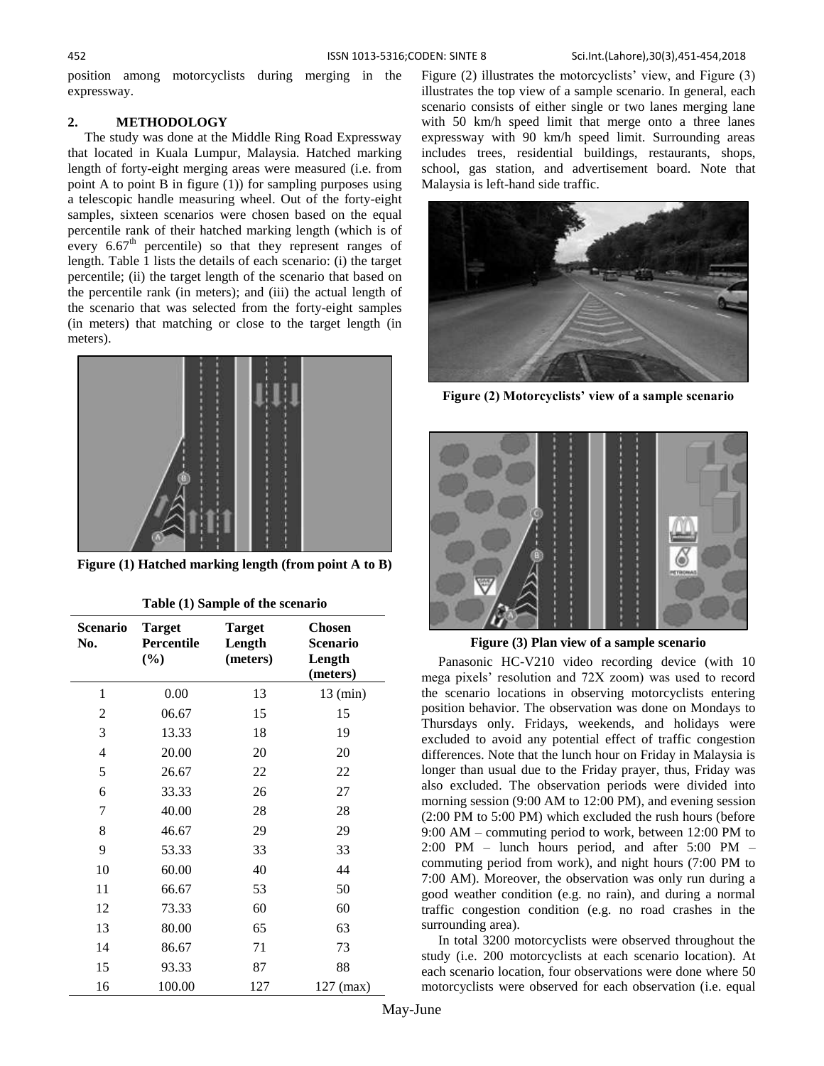position among motorcyclists during merging in the expressway.

## 2. METHODOLOGY

The study was done at the Middle Ring Road Expressway that located in Kuala Lumpur, Malaysia. Hatched marking length of forty-eight merging areas were measured (i.e. from point A to point B in figure (1)) for sampling purposes using a telescopic handle measuring wheel. Out of the forty-eight samples, sixteen scenarios were chosen based on the equal percentile rank of their hatched marking length (which is of every 6.67th percentile) so that they represent ranges of length. Table 1 lists the details of each scenario: (i) the target percentile; (ii) the target length of the scenario that based on the percentile rank (in meters); and (iii) the actual length of the scenario that was selected from the forty-eight samples (in meters) that matching or close to the target length (in meters).

**Figure (1) Hatched marking length (from point A to B)**

**Table (1) Sample of the scenario**

| Scenario No. | Target Percentile (%) | Target Length (meters) | Chosen Scenario Length (meters) |
|---|---|---|---|
| 1 | 0.00 | 13 | 13 (min) |
| 2 | 06.67 | 15 | 15 |
| 3 | 13.33 | 18 | 19 |
| 4 | 20.00 | 20 | 20 |
| 5 | 26.67 | 22 | 22 |
| 6 | 33.33 | 26 | 27 |
| 7 | 40.00 | 28 | 28 |
| 8 | 46.67 | 29 | 29 |
| 9 | 53.33 | 33 | 33 |
| 10 | 60.00 | 40 | 44 |
| 11 | 66.67 | 53 | 50 |
| 12 | 73.33 | 60 | 60 |
| 13 | 80.00 | 65 | 63 |
| 14 | 86.67 | 71 | 73 |
| 15 | 93.33 | 87 | 88 |
| 16 | 100.00 | 127 | 127 (max) |

Figure (2) illustrates the motorcyclists' view, and Figure (3) illustrates the top view of a sample scenario. In general, each scenario consists of either single or two lanes merging lane with 50 km/h speed limit that merge onto a three lanes expressway with 90 km/h speed limit. Surrounding areas includes trees, residential buildings, restaurants, shops, school, gas station, and advertisement board. Note that Malaysia is left-hand side traffic.

**Figure (2) Motorcyclists' view of a sample scenario**

**Figure (3) Plan view of a sample scenario**

Panasonic HC-V210 video recording device (with 10 mega pixels' resolution and 72X zoom) was used to record the scenario locations in observing motorcyclists entering position behavior. The observation was done on Mondays to Thursdays only. Fridays, weekends, and holidays were excluded to avoid any potential effect of traffic congestion differences. Note that the lunch hour on Friday in Malaysia is longer than usual due to the Friday prayer, thus, Friday was also excluded. The observation periods were divided into morning session (9:00 AM to 12:00 PM), and evening session (2:00 PM to 5:00 PM) which excluded the rush hours (before 9:00 AM – commuting period to work, between 12:00 PM to 2:00 PM – lunch hours period, and after 5:00 PM – commuting period from work), and night hours (7:00 PM to 7:00 AM). Moreover, the observation was only run during a good weather condition (e.g. no rain), and during a normal traffic congestion condition (e.g. no road crashes in the surrounding area).

In total 3200 motorcyclists were observed throughout the study (i.e. 200 motorcyclists at each scenario location). At each scenario location, four observations were done where 50 motorcyclists were observed for each observation (i.e. equal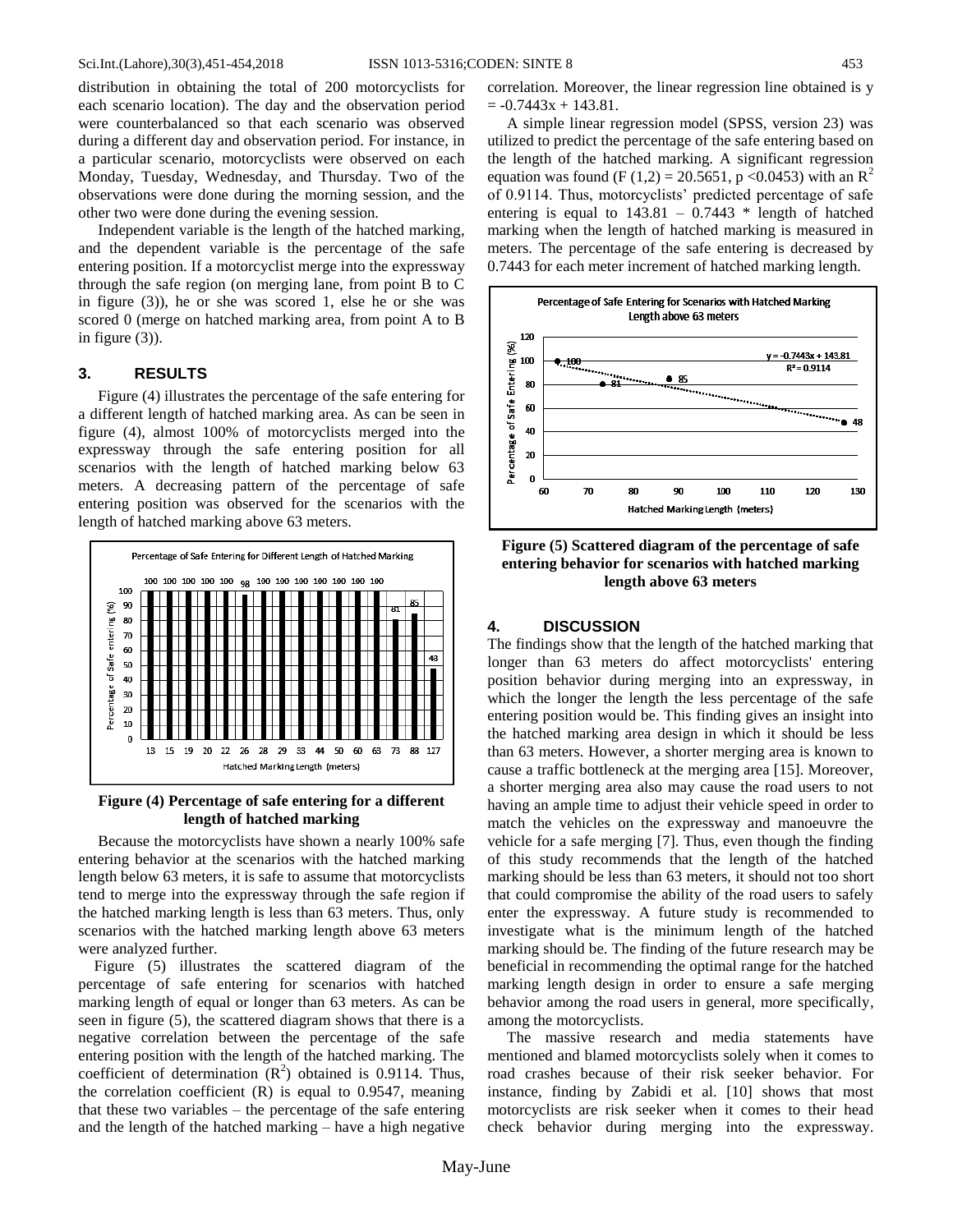distribution in obtaining the total of 200 motorcyclists for each scenario location). The day and the observation period were counterbalanced so that each scenario was observed during a different day and observation period. For instance, in a particular scenario, motorcyclists were observed on each Monday, Tuesday, Wednesday, and Thursday. Two of the observations were done during the morning session, and the other two were done during the evening session.

Independent variable is the length of the hatched marking, and the dependent variable is the percentage of the safe entering position. If a motorcyclist merge into the expressway through the safe region (on merging lane, from point B to C in figure (3)), he or she was scored 1, else he or she was scored 0 (merge on hatched marking area, from point A to B in figure (3)).

## 3. RESULTS

Figure (4) illustrates the percentage of the safe entering for a different length of hatched marking area. As can be seen in figure (4), almost 100% of motorcyclists merged into the expressway through the safe entering position for all scenarios with the length of hatched marking below 63 meters. A decreasing pattern of the percentage of safe entering position was observed for the scenarios with the length of hatched marking above 63 meters.

**Figure (4) Percentage of safe entering for a different length of hatched marking**

Because the motorcyclists have shown a nearly 100% safe entering behavior at the scenarios with the hatched marking length below 63 meters, it is safe to assume that motorcyclists tend to merge into the expressway through the safe region if the hatched marking length is less than 63 meters. Thus, only scenarios with the hatched marking length above 63 meters were analyzed further.

Figure (5) illustrates the scattered diagram of the percentage of safe entering for scenarios with hatched marking length of equal or longer than 63 meters. As can be seen in figure (5), the scattered diagram shows that there is a negative correlation between the percentage of the safe entering position with the length of the hatched marking. The coefficient of determination ($R^2$) obtained is 0.9114. Thus, the correlation coefficient (R) is equal to 0.9547, meaning that these two variables – the percentage of the safe entering and the length of the hatched marking – have a high negative correlation. Moreover, the linear regression line obtained is $y = -0.7443x + 143.81$.

A simple linear regression model (SPSS, version 23) was utilized to predict the percentage of the safe entering based on the length of the hatched marking. A significant regression equation was found ($F(1,2) = 20.5651$, $p < 0.0453$) with an $R^2$ of 0.9114. Thus, motorcyclists' predicted percentage of safe entering is equal to $143.81 - 0.7443 *$ length of hatched marking when the length of hatched marking is measured in meters. The percentage of the safe entering is decreased by 0.7443 for each meter increment of hatched marking length.

**Figure (5) Scattered diagram of the percentage of safe entering behavior for scenarios with hatched marking length above 63 meters**

## 4. DISCUSSION

The findings show that the length of the hatched marking that longer than 63 meters do affect motorcyclists' entering position behavior during merging into an expressway, in which the longer the length the less percentage of the safe entering position would be. This finding gives an insight into the hatched marking area design in which it should be less than 63 meters. However, a shorter merging area is known to cause a traffic bottleneck at the merging area [15]. Moreover, a shorter merging area also may cause the road users to not having an ample time to adjust their vehicle speed in order to match the vehicles on the expressway and manoeuvre the vehicle for a safe merging [7]. Thus, even though the finding of this study recommends that the length of the hatched marking should be less than 63 meters, it should not too short that could compromise the ability of the road users to safely enter the expressway. A future study is recommended to investigate what is the minimum length of the hatched marking should be. The finding of the future research may be beneficial in recommending the optimal range for the hatched marking length design in order to ensure a safe merging behavior among the road users in general, more specifically, among the motorcyclists.

The massive research and media statements have mentioned and blamed motorcyclists solely when it comes to road crashes because of their risk seeker behavior. For instance, finding by Zabidi et al. [10] shows that most motorcyclists are risk seeker when it comes to their head check behavior during merging into the expressway.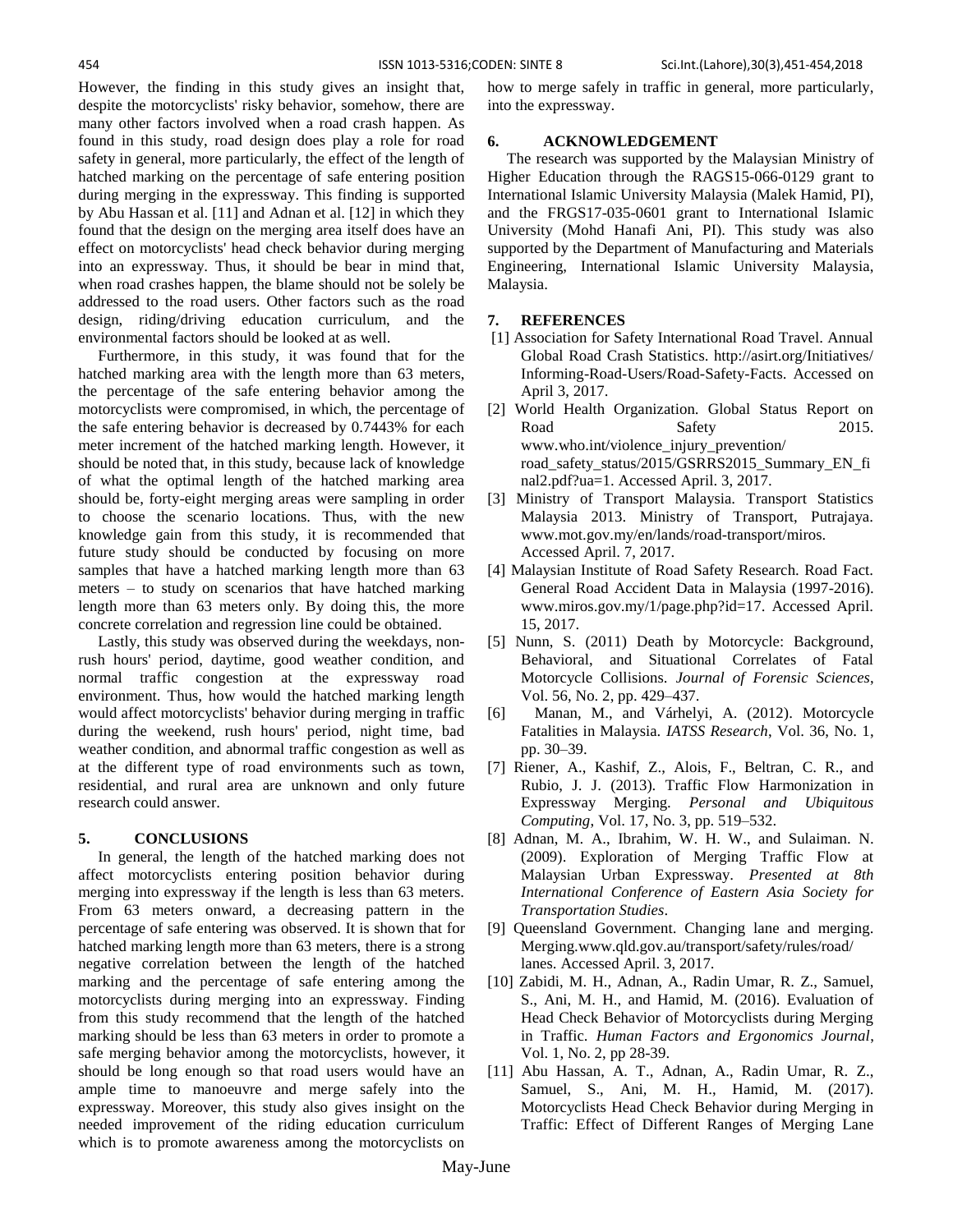However, the finding in this study gives an insight that, despite the motorcyclists' risky behavior, somehow, there are many other factors involved when a road crash happen. As found in this study, road design does play a role for road safety in general, more particularly, the effect of the length of hatched marking on the percentage of safe entering position during merging in the expressway. This finding is supported by Abu Hassan et al. [11] and Adnan et al. [12] in which they found that the design on the merging area itself does have an effect on motorcyclists' head check behavior during merging into an expressway. Thus, it should be bear in mind that, when road crashes happen, the blame should not be solely be addressed to the road users. Other factors such as the road design, riding/driving education curriculum, and the environmental factors should be looked at as well.

Furthermore, in this study, it was found that for the hatched marking area with the length more than 63 meters, the percentage of the safe entering behavior among the motorcyclists were compromised, in which, the percentage of the safe entering behavior is decreased by 0.7443% for each meter increment of the hatched marking length. However, it should be noted that, in this study, because lack of knowledge of what the optimal length of the hatched marking area should be, forty-eight merging areas were sampling in order to choose the scenario locations. Thus, with the new knowledge gain from this study, it is recommended that future study should be conducted by focusing on more samples that have a hatched marking length more than 63 meters – to study on scenarios that have hatched marking length more than 63 meters only. By doing this, the more concrete correlation and regression line could be obtained.

Lastly, this study was observed during the weekdays, non-rush hours' period, daytime, good weather condition, and normal traffic congestion at the expressway road environment. Thus, how would the hatched marking length would affect motorcyclists' behavior during merging in traffic during the weekend, rush hours' period, night time, bad weather condition, and abnormal traffic congestion as well as at the different type of road environments such as town, residential, and rural area are unknown and only future research could answer.

## 5. CONCLUSIONS

In general, the length of the hatched marking does not affect motorcyclists entering position behavior during merging into expressway if the length is less than 63 meters. From 63 meters onward, a decreasing pattern in the percentage of safe entering was observed. It is shown that for hatched marking length more than 63 meters, there is a strong negative correlation between the length of the hatched marking and the percentage of safe entering among the motorcyclists during merging into an expressway. Finding from this study recommend that the length of the hatched marking should be less than 63 meters in order to promote a safe merging behavior among the motorcyclists, however, it should be long enough so that road users would have an ample time to manoeuvre and merge safely into the expressway. Moreover, this study also gives insight on the needed improvement of the riding education curriculum which is to promote awareness among the motorcyclists on how to merge safely in traffic in general, more particularly, into the expressway.

## 6. ACKNOWLEDGEMENT

The research was supported by the Malaysian Ministry of Higher Education through the RAGS15-066-0129 grant to International Islamic University Malaysia (Malek Hamid, PI), and the FRGS17-035-0601 grant to International Islamic University (Mohd Hanafi Ani, PI). This study was also supported by the Department of Manufacturing and Materials Engineering, International Islamic University Malaysia, Malaysia.

## 7. REFERENCES

[1] Association for Safety International Road Travel. Annual Global Road Crash Statistics. http://asirt.org/Initiatives/ Informing-Road-Users/Road-Safety-Facts. Accessed on April 3, 2017.

[2] World Health Organization. Global Status Report on Road Safety 2015. www.who.int/violence_injury_prevention/ road_safety_status/2015/GSRRS2015_Summary_EN_final2.pdf?ua=1. Accessed April. 3, 2017.

[3] Ministry of Transport Malaysia. Transport Statistics Malaysia 2013. Ministry of Transport, Putrajaya. www.mot.gov.my/en/lands/road-transport/miros. Accessed April. 7, 2017.

[4] Malaysian Institute of Road Safety Research. Road Fact. General Road Accident Data in Malaysia (1997-2016). www.miros.gov.my/1/page.php?id=17. Accessed April. 15, 2017.

[5] Nunn, S. (2011) Death by Motorcycle: Background, Behavioral, and Situational Correlates of Fatal Motorcycle Collisions. *Journal of Forensic Sciences*, Vol. 56, No. 2, pp. 429–437.

[6] Manan, M., and Várhelyi, A. (2012). Motorcycle Fatalities in Malaysia. *IATSS Research*, Vol. 36, No. 1, pp. 30–39.

[7] Riener, A., Kashif, Z., Alois, F., Beltran, C. R., and Rubio, J. J. (2013). Traffic Flow Harmonization in Expressway Merging. *Personal and Ubiquitous Computing*, Vol. 17, No. 3, pp. 519–532.

[8] Adnan, M. A., Ibrahim, W. H. W., and Sulaiman. N. (2009). Exploration of Merging Traffic Flow at Malaysian Urban Expressway. *Presented at 8th International Conference of Eastern Asia Society for Transportation Studies*.

[9] Queensland Government. Changing lane and merging. Merging.www.qld.gov.au/transport/safety/rules/road/ lanes. Accessed April. 3, 2017.

[10] Zabidi, M. H., Adnan, A., Radin Umar, R. Z., Samuel, S., Ani, M. H., and Hamid, M. (2016). Evaluation of Head Check Behavior of Motorcyclists during Merging in Traffic. *Human Factors and Ergonomics Journal*, Vol. 1, No. 2, pp 28-39.

[11] Abu Hassan, A. T., Adnan, A., Radin Umar, R. Z., Samuel, S., Ani, M. H., Hamid, M. (2017). Motorcyclists Head Check Behavior during Merging in Traffic: Effect of Different Ranges of Merging Lane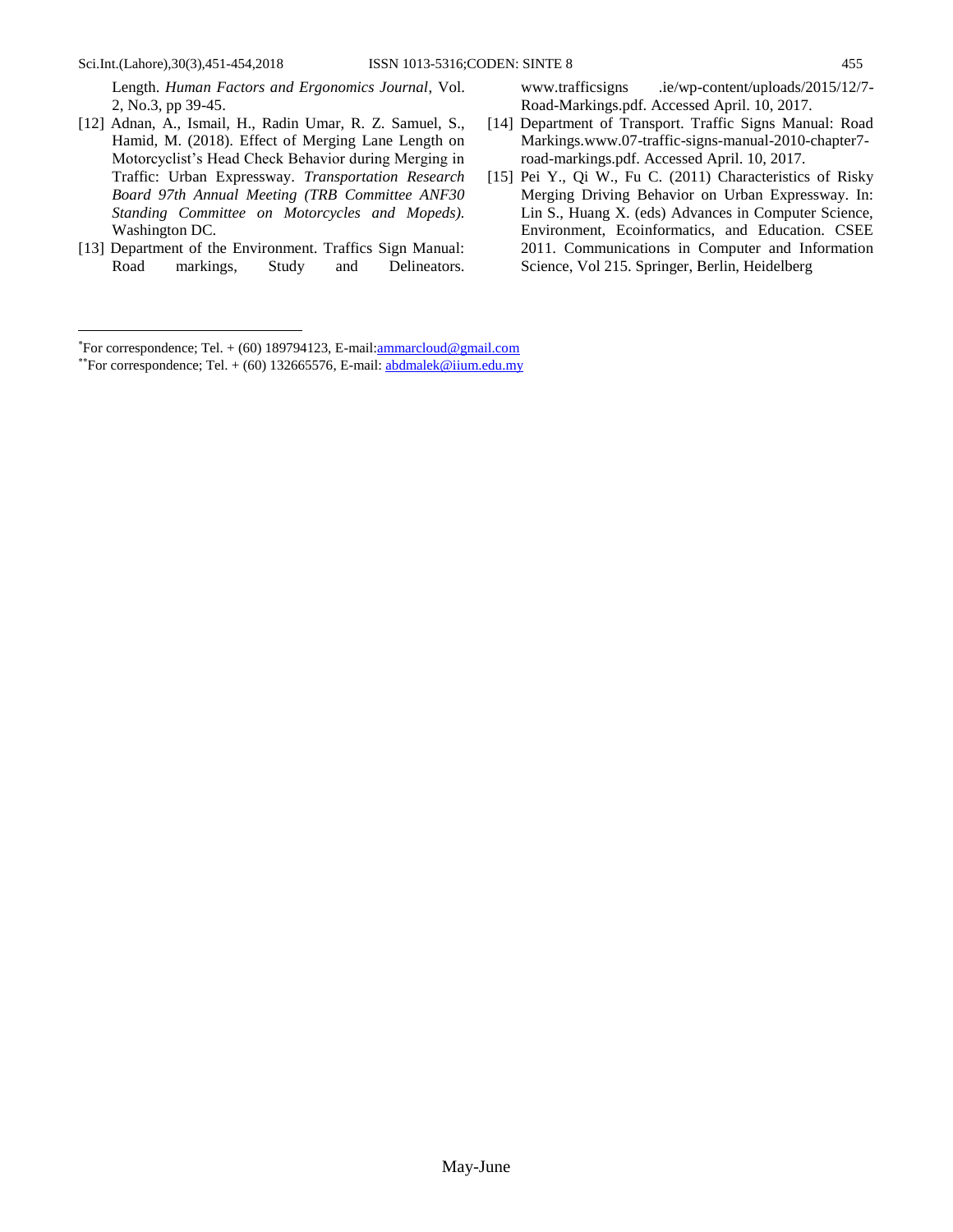Length. *Human Factors and Ergonomics Journal*, Vol. 2, No.3, pp 39-45.

[12] Adnan, A., Ismail, H., Radin Umar, R. Z. Samuel, S., Hamid, M. (2018). Effect of Merging Lane Length on Motorcyclist's Head Check Behavior during Merging in Traffic: Urban Expressway. *Transportation Research Board 97th Annual Meeting (TRB Committee ANF30 Standing Committee on Motorcycles and Mopeds).* Washington DC.

[13] Department of the Environment. Traffics Sign Manual: Road markings, Study and Delineators. www.trafficsigns .ie/wp-content/uploads/2015/12/7-Road-Markings.pdf. Accessed April. 10, 2017.

[14] Department of Transport. Traffic Signs Manual: Road Markings.www.07-traffic-signs-manual-2010-chapter7-road-markings.pdf. Accessed April. 10, 2017.

[15] Pei Y., Qi W., Fu C. (2011) Characteristics of Risky Merging Driving Behavior on Urban Expressway. In: Lin S., Huang X. (eds) Advances in Computer Science, Environment, Ecoinformatics, and Education. CSEE 2011. Communications in Computer and Information Science, Vol 215. Springer, Berlin, Heidelberg

---

[*] For correspondence; Tel. + (60) 189794123, E-mail:ammarcloud@gmail.com

[**] For correspondence; Tel. + (60) 132665576, E-mail: abdmalek@iium.edu.my